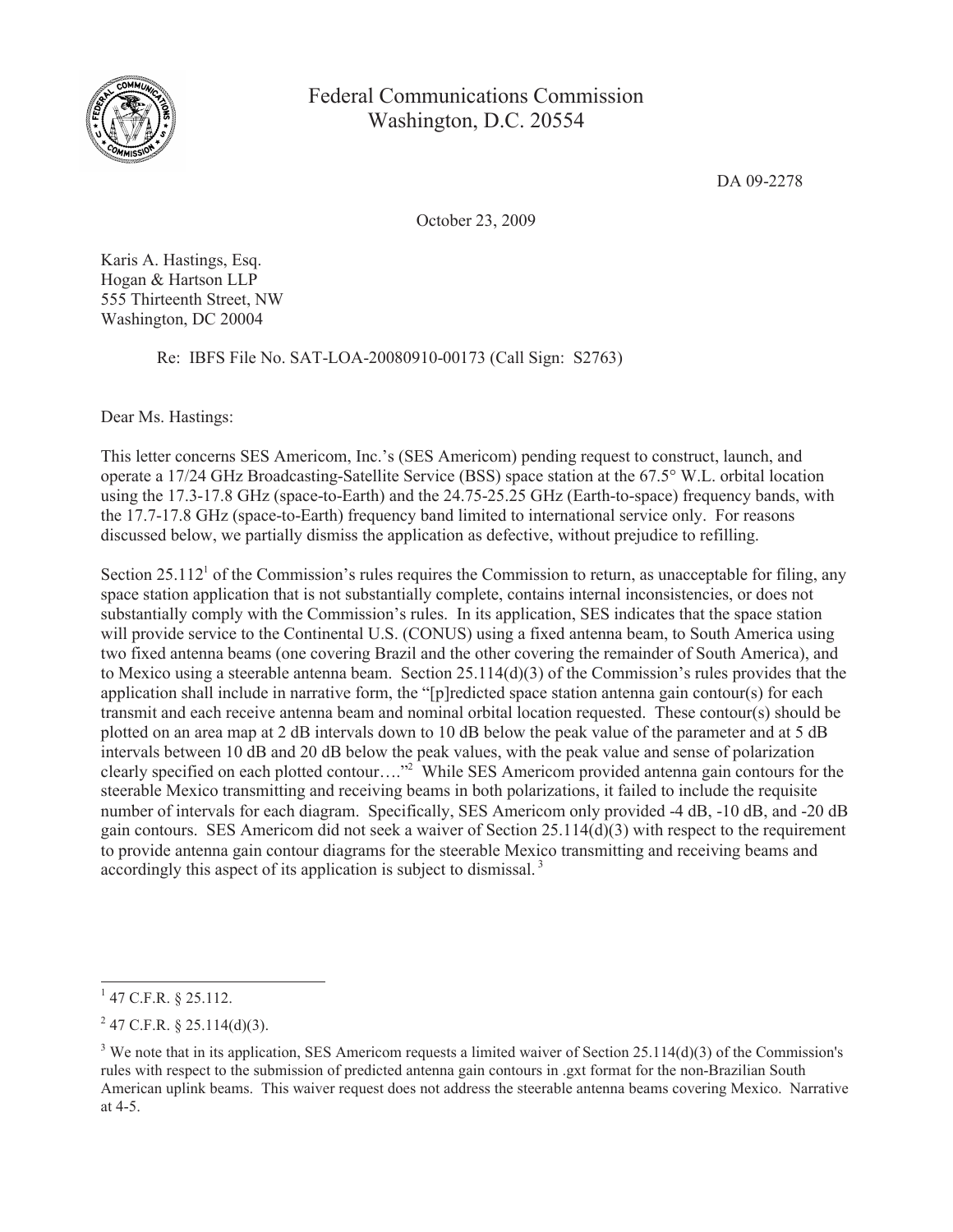Federal Communications Commission
Washington, D.C. 20554

DA 09-2278

October 23, 2009

Karis A. Hastings, Esq.
Hogan & Hartson LLP
555 Thirteenth Street, NW
Washington, DC 20004

Re: IBFS File No. SAT-LOA-20080910-00173 (Call Sign: S2763)

Dear Ms. Hastings:

This letter concerns SES Americom, Inc.'s (SES Americom) pending request to construct, launch, and operate a 17/24 GHz Broadcasting-Satellite Service (BSS) space station at the 67.5° W.L. orbital location using the 17.3-17.8 GHz (space-to-Earth) and the 24.75-25.25 GHz (Earth-to-space) frequency bands, with the 17.7-17.8 GHz (space-to-Earth) frequency band limited to international service only. For reasons discussed below, we partially dismiss the application as defective, without prejudice to refilling.

Section 25.112[1] of the Commission's rules requires the Commission to return, as unacceptable for filing, any space station application that is not substantially complete, contains internal inconsistencies, or does not substantially comply with the Commission's rules. In its application, SES indicates that the space station will provide service to the Continental U.S. (CONUS) using a fixed antenna beam, to South America using two fixed antenna beams (one covering Brazil and the other covering the remainder of South America), and to Mexico using a steerable antenna beam. Section 25.114(d)(3) of the Commission's rules provides that the application shall include in narrative form, the "[p]redicted space station antenna gain contour(s) for each transmit and each receive antenna beam and nominal orbital location requested. These contour(s) should be plotted on an area map at 2 dB intervals down to 10 dB below the peak value of the parameter and at 5 dB intervals between 10 dB and 20 dB below the peak values, with the peak value and sense of polarization clearly specified on each plotted contour…."[2] While SES Americom provided antenna gain contours for the steerable Mexico transmitting and receiving beams in both polarizations, it failed to include the requisite number of intervals for each diagram. Specifically, SES Americom only provided -4 dB, -10 dB, and -20 dB gain contours. SES Americom did not seek a waiver of Section 25.114(d)(3) with respect to the requirement to provide antenna gain contour diagrams for the steerable Mexico transmitting and receiving beams and accordingly this aspect of its application is subject to dismissal.[3]

---

[1] 47 C.F.R. § 25.112.

[2] 47 C.F.R. § 25.114(d)(3).

[3] We note that in its application, SES Americom requests a limited waiver of Section 25.114(d)(3) of the Commission's rules with respect to the submission of predicted antenna gain contours in .gxt format for the non-Brazilian South American uplink beams. This waiver request does not address the steerable antenna beams covering Mexico. Narrative at 4-5.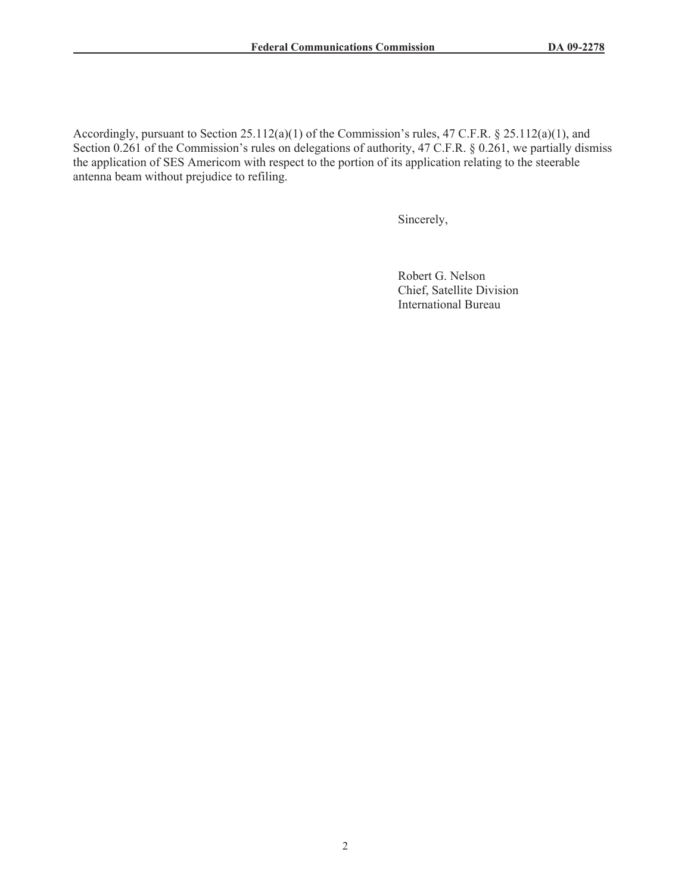Accordingly, pursuant to Section 25.112(a)(1) of the Commission's rules, 47 C.F.R. § 25.112(a)(1), and Section 0.261 of the Commission's rules on delegations of authority, 47 C.F.R. § 0.261, we partially dismiss the application of SES Americom with respect to the portion of its application relating to the steerable antenna beam without prejudice to refiling.

Sincerely,

Robert G. Nelson
Chief, Satellite Division
International Bureau